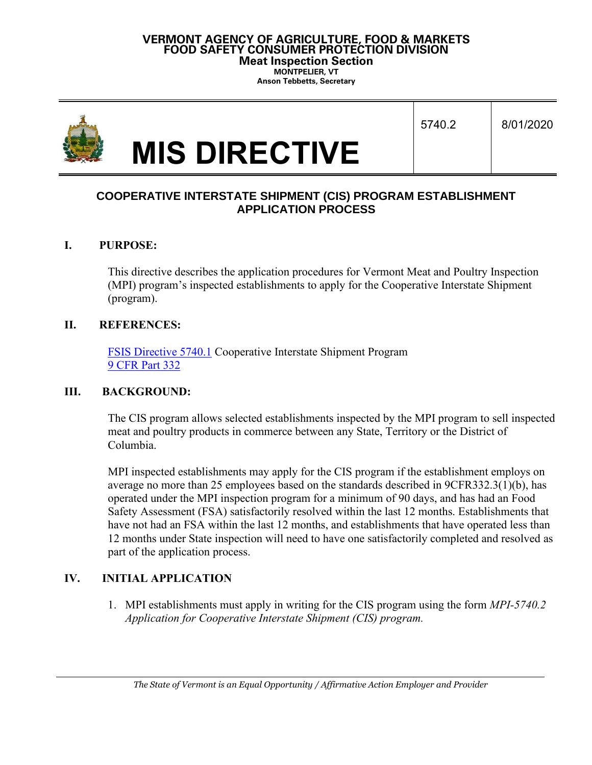**VERMONT AGENCY OF AGRICULTURE, FOOD & MARKETS**
**FOOD SAFETY CONSUMER PROTECTION DIVISION**
**Meat Inspection Section**
**MONTPELIER, VT**
**Anson Tebbetts, Secretary**

| MIS DIRECTIVE | 5740.2 | 8/01/2020 |
|---|---|---|

## COOPERATIVE INTERSTATE SHIPMENT (CIS) PROGRAM ESTABLISHMENT APPLICATION PROCESS

### I. PURPOSE:

This directive describes the application procedures for Vermont Meat and Poultry Inspection (MPI) program's inspected establishments to apply for the Cooperative Interstate Shipment (program).

### II. REFERENCES:

[FSIS Directive 5740.1] Cooperative Interstate Shipment Program
[9 CFR Part 332]

### III. BACKGROUND:

The CIS program allows selected establishments inspected by the MPI program to sell inspected meat and poultry products in commerce between any State, Territory or the District of Columbia.

MPI inspected establishments may apply for the CIS program if the establishment employs on average no more than 25 employees based on the standards described in 9CFR332.3(1)(b), has operated under the MPI inspection program for a minimum of 90 days, and has had an Food Safety Assessment (FSA) satisfactorily resolved within the last 12 months. Establishments that have not had an FSA within the last 12 months, and establishments that have operated less than 12 months under State inspection will need to have one satisfactorily completed and resolved as part of the application process.

### IV. INITIAL APPLICATION

1. MPI establishments must apply in writing for the CIS program using the form *MPI-5740.2 Application for Cooperative Interstate Shipment (CIS) program.*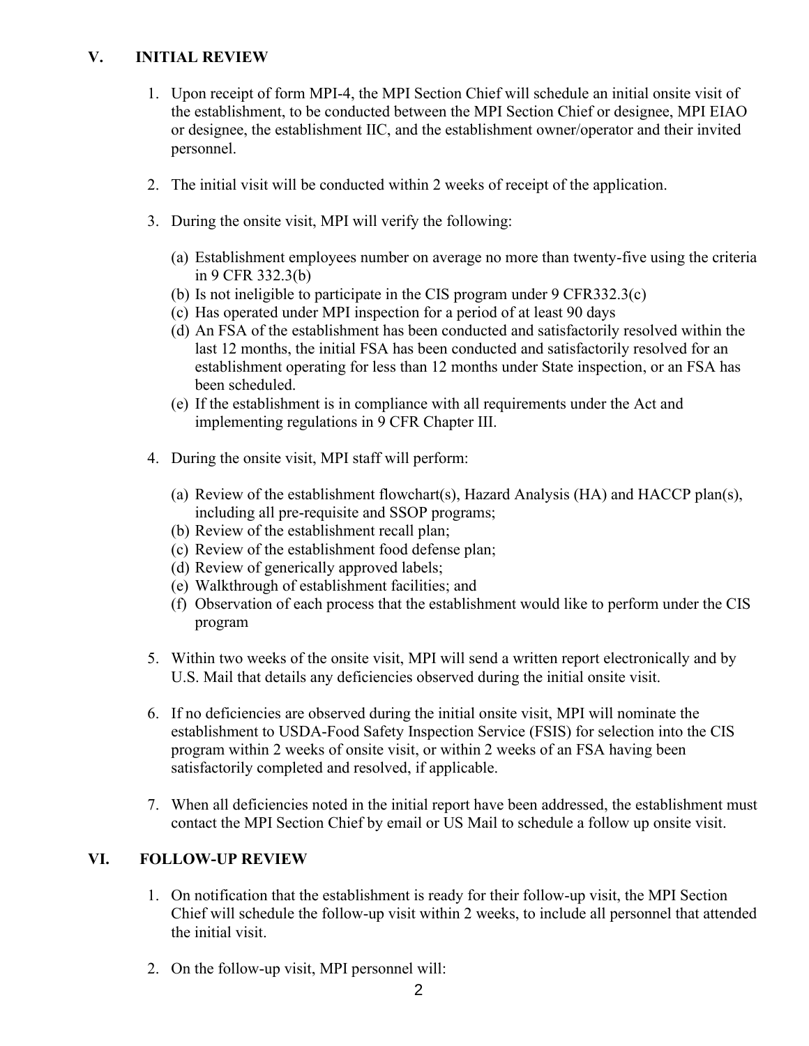## V. INITIAL REVIEW

1. Upon receipt of form MPI-4, the MPI Section Chief will schedule an initial onsite visit of the establishment, to be conducted between the MPI Section Chief or designee, MPI EIAO or designee, the establishment IIC, and the establishment owner/operator and their invited personnel.

2. The initial visit will be conducted within 2 weeks of receipt of the application.

3. During the onsite visit, MPI will verify the following:

   (a) Establishment employees number on average no more than twenty-five using the criteria in 9 CFR 332.3(b)
   (b) Is not ineligible to participate in the CIS program under 9 CFR332.3(c)
   (c) Has operated under MPI inspection for a period of at least 90 days
   (d) An FSA of the establishment has been conducted and satisfactorily resolved within the last 12 months, the initial FSA has been conducted and satisfactorily resolved for an establishment operating for less than 12 months under State inspection, or an FSA has been scheduled.
   (e) If the establishment is in compliance with all requirements under the Act and implementing regulations in 9 CFR Chapter III.

4. During the onsite visit, MPI staff will perform:

   (a) Review of the establishment flowchart(s), Hazard Analysis (HA) and HACCP plan(s), including all pre-requisite and SSOP programs;
   (b) Review of the establishment recall plan;
   (c) Review of the establishment food defense plan;
   (d) Review of generically approved labels;
   (e) Walkthrough of establishment facilities; and
   (f) Observation of each process that the establishment would like to perform under the CIS program

5. Within two weeks of the onsite visit, MPI will send a written report electronically and by U.S. Mail that details any deficiencies observed during the initial onsite visit.

6. If no deficiencies are observed during the initial onsite visit, MPI will nominate the establishment to USDA-Food Safety Inspection Service (FSIS) for selection into the CIS program within 2 weeks of onsite visit, or within 2 weeks of an FSA having been satisfactorily completed and resolved, if applicable.

7. When all deficiencies noted in the initial report have been addressed, the establishment must contact the MPI Section Chief by email or US Mail to schedule a follow up onsite visit.

## VI. FOLLOW-UP REVIEW

1. On notification that the establishment is ready for their follow-up visit, the MPI Section Chief will schedule the follow-up visit within 2 weeks, to include all personnel that attended the initial visit.

2. On the follow-up visit, MPI personnel will: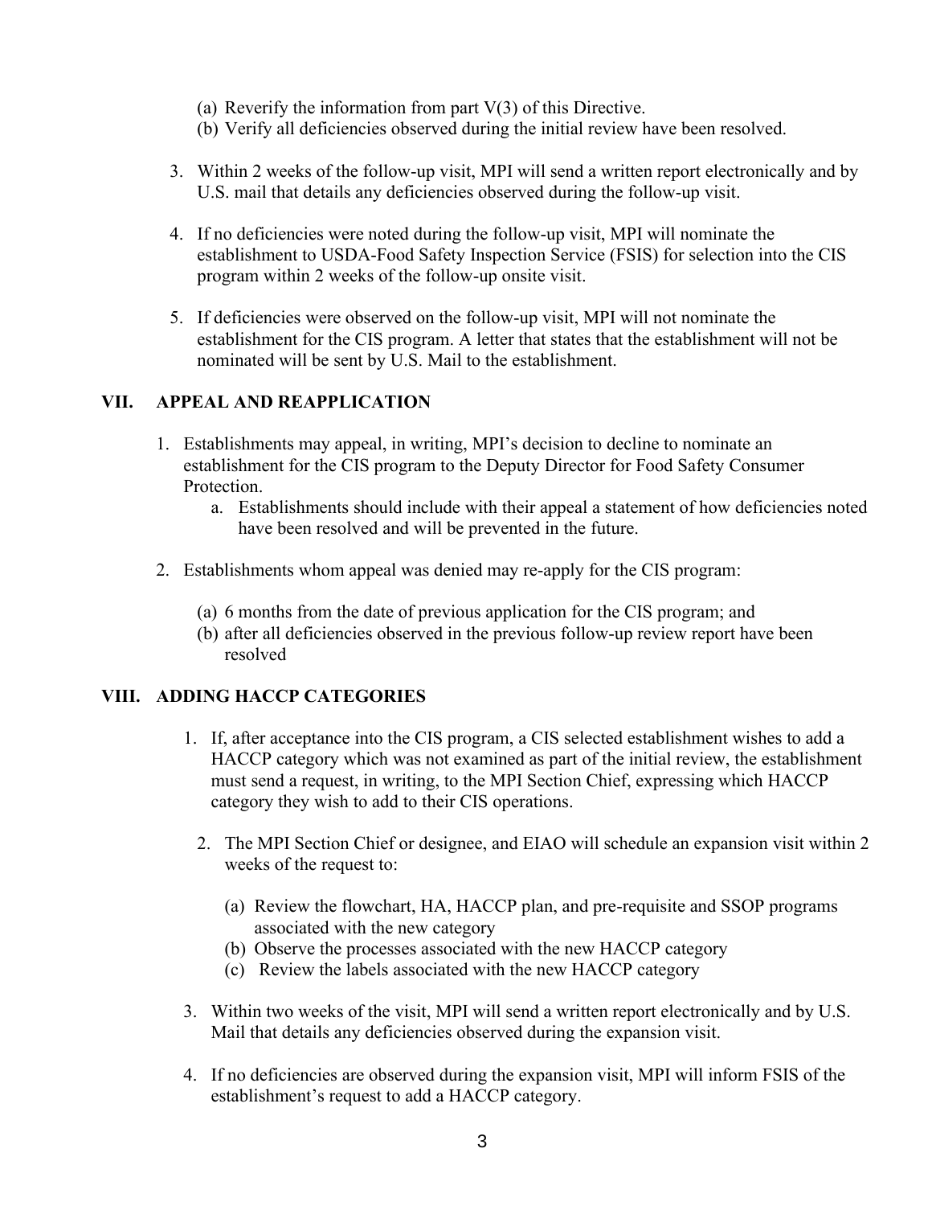(a) Reverify the information from part V(3) of this Directive.
   (b) Verify all deficiencies observed during the initial review have been resolved.

3. Within 2 weeks of the follow-up visit, MPI will send a written report electronically and by U.S. mail that details any deficiencies observed during the follow-up visit.

4. If no deficiencies were noted during the follow-up visit, MPI will nominate the establishment to USDA-Food Safety Inspection Service (FSIS) for selection into the CIS program within 2 weeks of the follow-up onsite visit.

5. If deficiencies were observed on the follow-up visit, MPI will not nominate the establishment for the CIS program. A letter that states that the establishment will not be nominated will be sent by U.S. Mail to the establishment.

## VII. APPEAL AND REAPPLICATION

1. Establishments may appeal, in writing, MPI's decision to decline to nominate an establishment for the CIS program to the Deputy Director for Food Safety Consumer Protection.
   a. Establishments should include with their appeal a statement of how deficiencies noted have been resolved and will be prevented in the future.

2. Establishments whom appeal was denied may re-apply for the CIS program:

   (a) 6 months from the date of previous application for the CIS program; and
   (b) after all deficiencies observed in the previous follow-up review report have been resolved

## VIII. ADDING HACCP CATEGORIES

1. If, after acceptance into the CIS program, a CIS selected establishment wishes to add a HACCP category which was not examined as part of the initial review, the establishment must send a request, in writing, to the MPI Section Chief, expressing which HACCP category they wish to add to their CIS operations.

2. The MPI Section Chief or designee, and EIAO will schedule an expansion visit within 2 weeks of the request to:

   (a) Review the flowchart, HA, HACCP plan, and pre-requisite and SSOP programs associated with the new category
   (b) Observe the processes associated with the new HACCP category
   (c) Review the labels associated with the new HACCP category

3. Within two weeks of the visit, MPI will send a written report electronically and by U.S. Mail that details any deficiencies observed during the expansion visit.

4. If no deficiencies are observed during the expansion visit, MPI will inform FSIS of the establishment's request to add a HACCP category.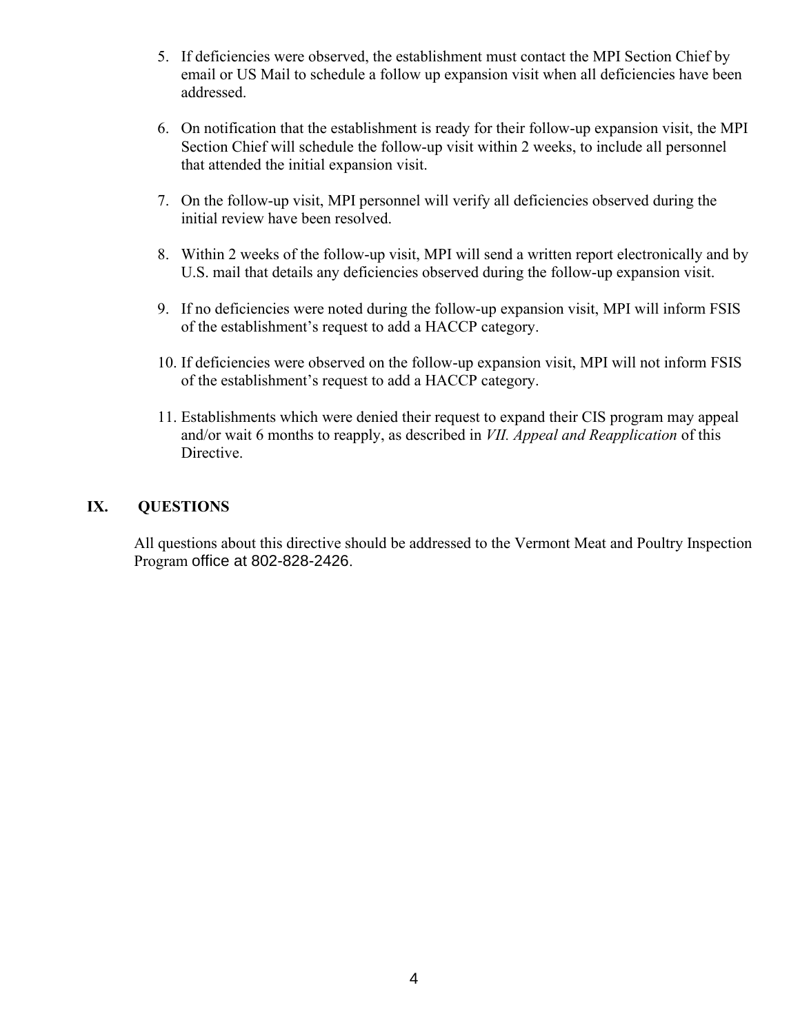5. If deficiencies were observed, the establishment must contact the MPI Section Chief by email or US Mail to schedule a follow up expansion visit when all deficiencies have been addressed.

6. On notification that the establishment is ready for their follow-up expansion visit, the MPI Section Chief will schedule the follow-up visit within 2 weeks, to include all personnel that attended the initial expansion visit.

7. On the follow-up visit, MPI personnel will verify all deficiencies observed during the initial review have been resolved.

8. Within 2 weeks of the follow-up visit, MPI will send a written report electronically and by U.S. mail that details any deficiencies observed during the follow-up expansion visit.

9. If no deficiencies were noted during the follow-up expansion visit, MPI will inform FSIS of the establishment's request to add a HACCP category.

10. If deficiencies were observed on the follow-up expansion visit, MPI will not inform FSIS of the establishment's request to add a HACCP category.

11. Establishments which were denied their request to expand their CIS program may appeal and/or wait 6 months to reapply, as described in *VII. Appeal and Reapplication* of this Directive.

## IX. QUESTIONS

All questions about this directive should be addressed to the Vermont Meat and Poultry Inspection Program office at 802-828-2426.